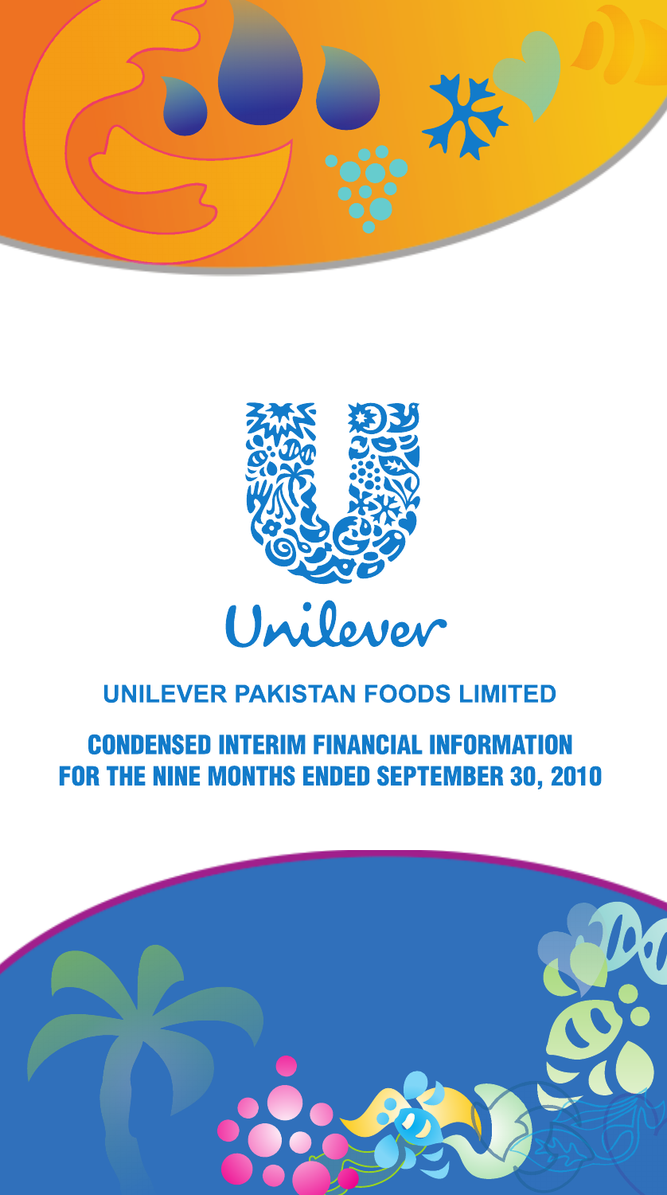Unilever

# UNILEVER PAKISTAN FOODS LIMITED

## CONDENSED INTERIM FINANCIAL INFORMATION FOR THE NINE MONTHS ENDED SEPTEMBER 30, 2010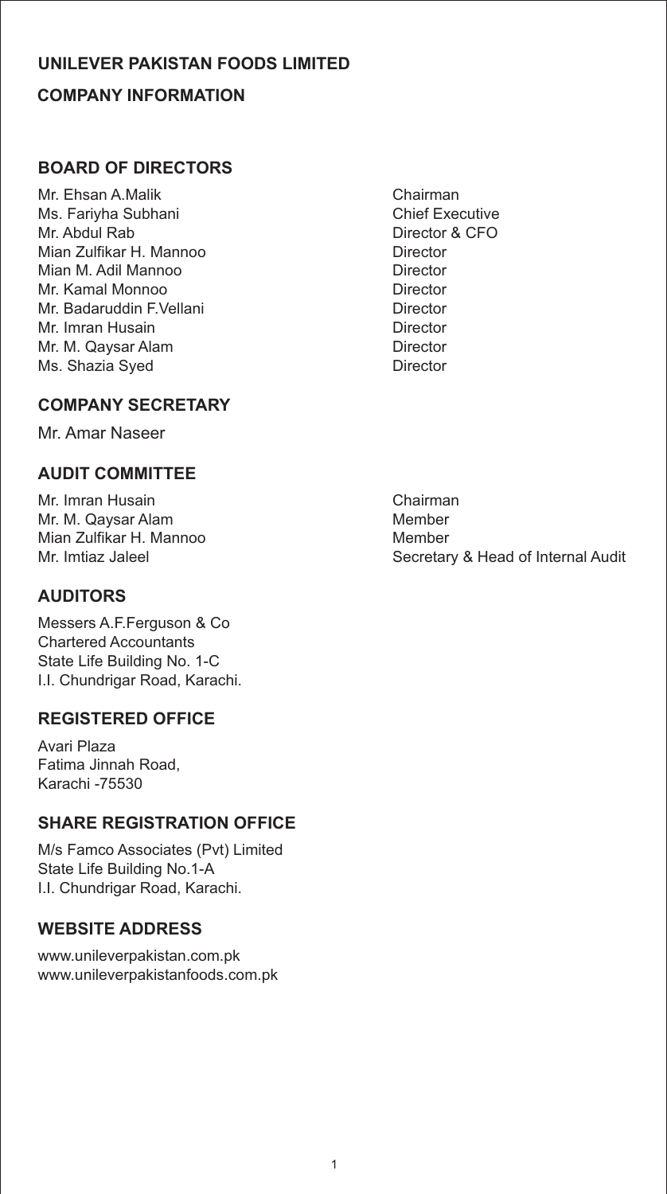# UNILEVER PAKISTAN FOODS LIMITED

## COMPANY INFORMATION

### BOARD OF DIRECTORS

| | |
|---|---|
| Mr. Ehsan A.Malik | Chairman |
| Ms. Fariyha Subhani | Chief Executive |
| Mr. Abdul Rab | Director & CFO |
| Mian Zulfikar H. Mannoo | Director |
| Mian M. Adil Mannoo | Director |
| Mr. Kamal Monnoo | Director |
| Mr. Badaruddin F.Vellani | Director |
| Mr. Imran Husain | Director |
| Mr. M. Qaysar Alam | Director |
| Ms. Shazia Syed | Director |

### COMPANY SECRETARY

Mr. Amar Naseer

### AUDIT COMMITTEE

| | |
|---|---|
| Mr. Imran Husain | Chairman |
| Mr. M. Qaysar Alam | Member |
| Mian Zulfikar H. Mannoo | Member |
| Mr. Imtiaz Jaleel | Secretary & Head of Internal Audit |

### AUDITORS

Messers A.F.Ferguson & Co
Chartered Accountants
State Life Building No. 1-C
I.I. Chundrigar Road, Karachi.

### REGISTERED OFFICE

Avari Plaza
Fatima Jinnah Road,
Karachi -75530

### SHARE REGISTRATION OFFICE

M/s Famco Associates (Pvt) Limited
State Life Building No.1-A
I.I. Chundrigar Road, Karachi.

### WEBSITE ADDRESS

www.unileverpakistan.com.pk
www.unileverpakistanfoods.com.pk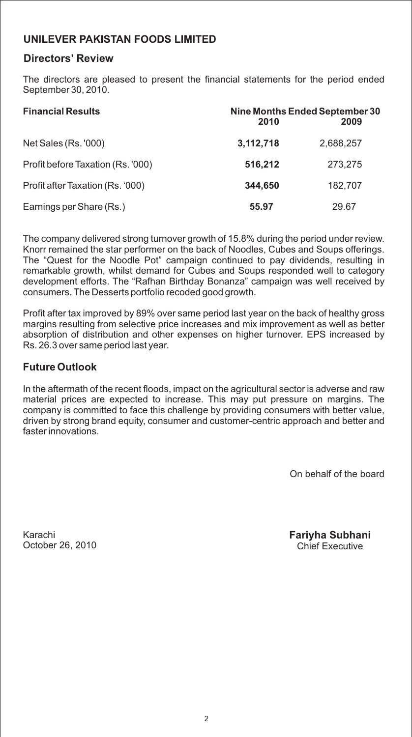## UNILEVER PAKISTAN FOODS LIMITED

### Directors' Review

The directors are pleased to present the financial statements for the period ended September 30, 2010.

| Financial Results | Nine Months Ended September 30 | |
|---|---|---|
| | **2010** | **2009** |
| Net Sales (Rs. '000) | **3,112,718** | 2,688,257 |
| Profit before Taxation (Rs. '000) | **516,212** | 273,275 |
| Profit after Taxation (Rs. '000) | **344,650** | 182,707 |
| Earnings per Share (Rs.) | **55.97** | 29.67 |

The company delivered strong turnover growth of 15.8% during the period under review. Knorr remained the star performer on the back of Noodles, Cubes and Soups offerings. The "Quest for the Noodle Pot" campaign continued to pay dividends, resulting in remarkable growth, whilst demand for Cubes and Soups responded well to category development efforts. The "Rafhan Birthday Bonanza" campaign was well received by consumers. The Desserts portfolio recoded good growth.

Profit after tax improved by 89% over same period last year on the back of healthy gross margins resulting from selective price increases and mix improvement as well as better absorption of distribution and other expenses on higher turnover. EPS increased by Rs. 26.3 over same period last year.

### Future Outlook

In the aftermath of the recent floods, impact on the agricultural sector is adverse and raw material prices are expected to increase. This may put pressure on margins. The company is committed to face this challenge by providing consumers with better value, driven by strong brand equity, consumer and customer-centric approach and better and faster innovations.

On behalf of the board

Karachi
October 26, 2010

**Fariyha Subhani**
Chief Executive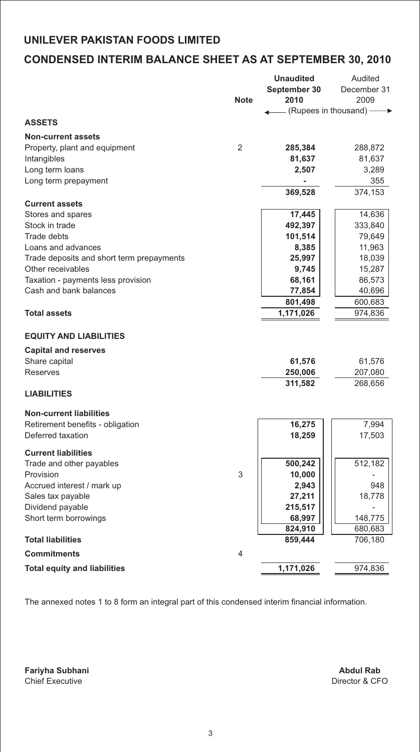# UNILEVER PAKISTAN FOODS LIMITED

## CONDENSED INTERIM BALANCE SHEET AS AT SEPTEMBER 30, 2010

| | Note | Unaudited September 30 2010 | Audited December 31 2009 |
|---|---|---|---|
| | | (Rupees in thousand) | |
| **ASSETS** | | | |
| **Non-current assets** | | | |
| Property, plant and equipment | 2 | **285,384** | 288,872 |
| Intangibles | | **81,637** | 81,637 |
| Long term loans | | **2,507** | 3,289 |
| Long term prepayment | | **-** | 355 |
| | | **369,528** | 374,153 |
| **Current assets** | | | |
| Stores and spares | | **17,445** | 14,636 |
| Stock in trade | | **492,397** | 333,840 |
| Trade debts | | **101,514** | 79,649 |
| Loans and advances | | **8,385** | 11,963 |
| Trade deposits and short term prepayments | | **25,997** | 18,039 |
| Other receivables | | **9,745** | 15,287 |
| Taxation - payments less provision | | **68,161** | 86,573 |
| Cash and bank balances | | **77,854** | 40,696 |
| | | **801,498** | 600,683 |
| **Total assets** | | **1,171,026** | 974,836 |
| **EQUITY AND LIABILITIES** | | | |
| **Capital and reserves** | | | |
| Share capital | | **61,576** | 61,576 |
| Reserves | | **250,006** | 207,080 |
| | | **311,582** | 268,656 |
| **LIABILITIES** | | | |
| **Non-current liabilities** | | | |
| Retirement benefits - obligation | | **16,275** | 7,994 |
| Deferred taxation | | **18,259** | 17,503 |
| **Current liabilities** | | | |
| Trade and other payables | | **500,242** | 512,182 |
| Provision | 3 | **10,000** | - |
| Accrued interest / mark up | | **2,943** | 948 |
| Sales tax payable | | **27,211** | 18,778 |
| Dividend payable | | **215,517** | - |
| Short term borrowings | | **68,997** | 148,775 |
| | | **824,910** | 680,683 |
| **Total liabilities** | | **859,444** | 706,180 |
| **Commitments** | 4 | | |
| **Total equity and liabilities** | | **1,171,026** | 974,836 |

The annexed notes 1 to 8 form an integral part of this condensed interim financial information.

**Fariyha Subhani**
Chief Executive

**Abdul Rab**
Director & CFO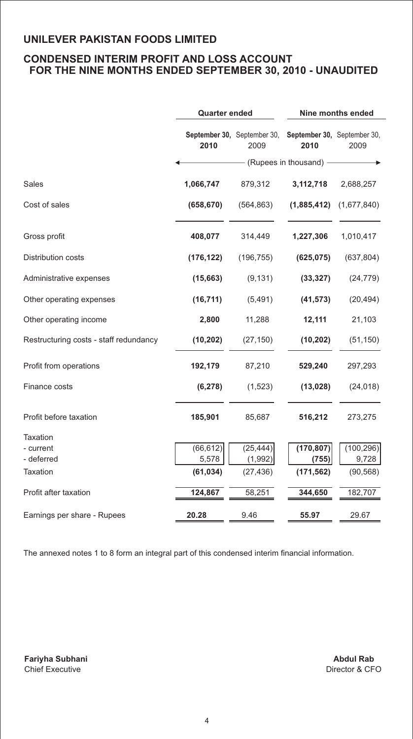# UNILEVER PAKISTAN FOODS LIMITED

## CONDENSED INTERIM PROFIT AND LOSS ACCOUNT FOR THE NINE MONTHS ENDED SEPTEMBER 30, 2010 - UNAUDITED

| | Quarter ended | | Nine months ended | |
|---|---|---|---|---|
| | **September 30, 2010** | September 30, 2009 | **September 30, 2010** | September 30, 2009 |
| | (Rupees in thousand) | | | |
| Sales | **1,066,747** | 879,312 | **3,112,718** | 2,688,257 |
| Cost of sales | **(658,670)** | (564,863) | **(1,885,412)** | (1,677,840) |
| Gross profit | **408,077** | 314,449 | **1,227,306** | 1,010,417 |
| Distribution costs | **(176,122)** | (196,755) | **(625,075)** | (637,804) |
| Administrative expenses | **(15,663)** | (9,131) | **(33,327)** | (24,779) |
| Other operating expenses | **(16,711)** | (5,491) | **(41,573)** | (20,494) |
| Other operating income | **2,800** | 11,288 | **12,111** | 21,103 |
| Restructuring costs - staff redundancy | **(10,202)** | (27,150) | **(10,202)** | (51,150) |
| Profit from operations | **192,179** | 87,210 | **529,240** | 297,293 |
| Finance costs | **(6,278)** | (1,523) | **(13,028)** | (24,018) |
| Profit before taxation | **185,901** | 85,687 | **516,212** | 273,275 |
| Taxation | | | | |
| - current | **(66,612)** | (25,444) | **(170,807)** | (100,296) |
| - deferred | **5,578** | (1,992) | **(755)** | 9,728 |
| Taxation | **(61,034)** | (27,436) | **(171,562)** | (90,568) |
| Profit after taxation | **124,867** | 58,251 | **344,650** | 182,707 |
| Earnings per share - Rupees | **20.28** | 9.46 | **55.97** | 29.67 |

The annexed notes 1 to 8 form an integral part of this condensed interim financial information.

**Fariyha Subhani**
Chief Executive

**Abdul Rab**
Director & CFO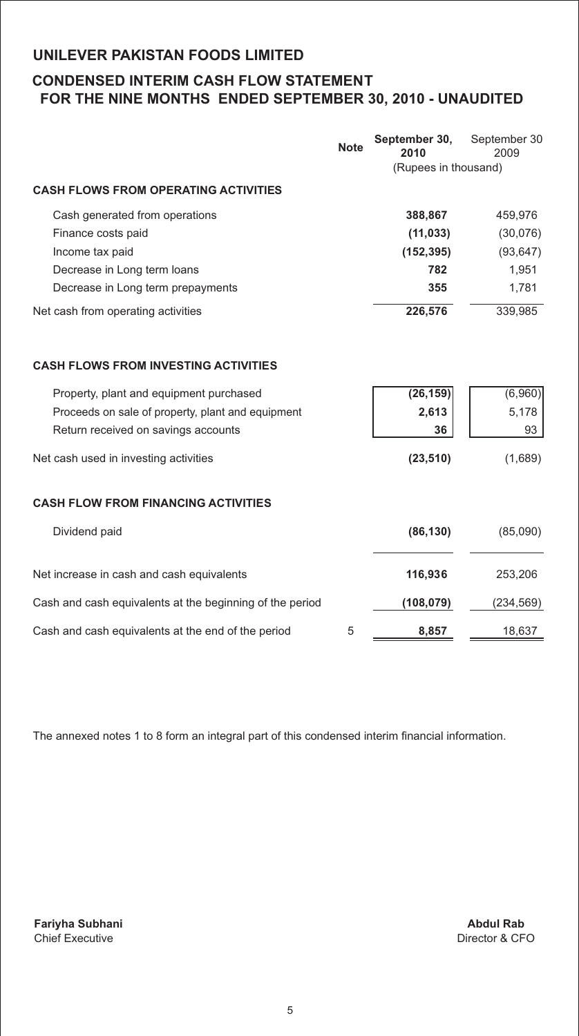# UNILEVER PAKISTAN FOODS LIMITED

## CONDENSED INTERIM CASH FLOW STATEMENT
## FOR THE NINE MONTHS ENDED SEPTEMBER 30, 2010 - UNAUDITED

| | Note | September 30, 2010 | September 30 2009 |
|---|---|---|---|
| | | (Rupees in thousand) | |
| **CASH FLOWS FROM OPERATING ACTIVITIES** | | | |
| Cash generated from operations | | **388,867** | 459,976 |
| Finance costs paid | | **(11,033)** | (30,076) |
| Income tax paid | | **(152,395)** | (93,647) |
| Decrease in Long term loans | | **782** | 1,951 |
| Decrease in Long term prepayments | | **355** | 1,781 |
| Net cash from operating activities | | **226,576** | 339,985 |
| **CASH FLOWS FROM INVESTING ACTIVITIES** | | | |
| Property, plant and equipment purchased | | **(26,159)** | (6,960) |
| Proceeds on sale of property, plant and equipment | | **2,613** | 5,178 |
| Return received on savings accounts | | **36** | 93 |
| Net cash used in investing activities | | **(23,510)** | (1,689) |
| **CASH FLOW FROM FINANCING ACTIVITIES** | | | |
| Dividend paid | | **(86,130)** | (85,090) |
| Net increase in cash and cash equivalents | | **116,936** | 253,206 |
| Cash and cash equivalents at the beginning of the period | | **(108,079)** | (234,569) |
| Cash and cash equivalents at the end of the period | 5 | **8,857** | 18,637 |

The annexed notes 1 to 8 form an integral part of this condensed interim financial information.

**Fariyha Subhani**
Chief Executive

**Abdul Rab**
Director & CFO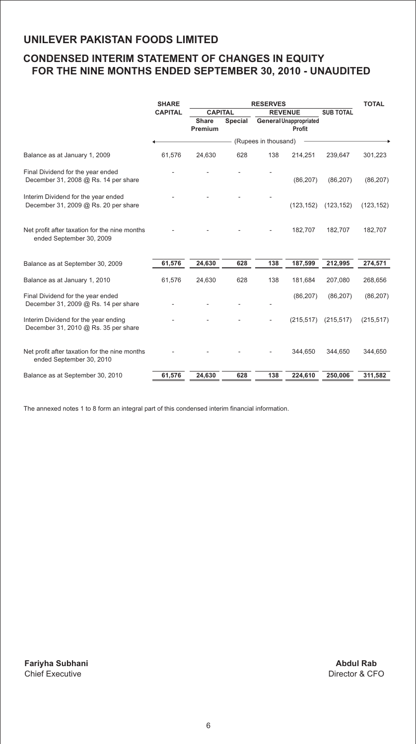# UNILEVER PAKISTAN FOODS LIMITED

## CONDENSED INTERIM STATEMENT OF CHANGES IN EQUITY FOR THE NINE MONTHS ENDED SEPTEMBER 30, 2010 - UNAUDITED

| | SHARE CAPITAL | RESERVES | | | | | TOTAL |
|---|---|---|---|---|---|---|---|
| | | CAPITAL | | REVENUE | | SUB TOTAL | |
| | | Share Premium | Special | General | Unappropriated Profit | | |
| | (Rupees in thousand) | | | | | | |
| Balance as at January 1, 2009 | 61,576 | 24,630 | 628 | 138 | 214,251 | 239,647 | 301,223 |
| Final Dividend for the year ended December 31, 2008 @ Rs. 14 per share | - | - | - | - | (86,207) | (86,207) | (86,207) |
| Interim Dividend for the year ended December 31, 2009 @ Rs. 20 per share | - | - | - | - | (123,152) | (123,152) | (123,152) |
| Net profit after taxation for the nine months ended September 30, 2009 | - | - | - | - | 182,707 | 182,707 | 182,707 |
| Balance as at September 30, 2009 | 61,576 | 24,630 | 628 | 138 | 187,599 | 212,995 | 274,571 |
| Balance as at January 1, 2010 | 61,576 | 24,630 | 628 | 138 | 181,684 | 207,080 | 268,656 |
| Final Dividend for the year ended December 31, 2009 @ Rs. 14 per share | - | - | - | - | (86,207) | (86,207) | (86,207) |
| Interim Dividend for the year ending December 31, 2010 @ Rs. 35 per share | - | - | - | - | (215,517) | (215,517) | (215,517) |
| Net profit after taxation for the nine months ended September 30, 2010 | - | - | - | - | 344,650 | 344,650 | 344,650 |
| Balance as at September 30, 2010 | 61,576 | 24,630 | 628 | 138 | 224,610 | 250,006 | 311,582 |

The annexed notes 1 to 8 form an integral part of this condensed interim financial information.

**Fariyha Subhani**
Chief Executive

**Abdul Rab**
Director & CFO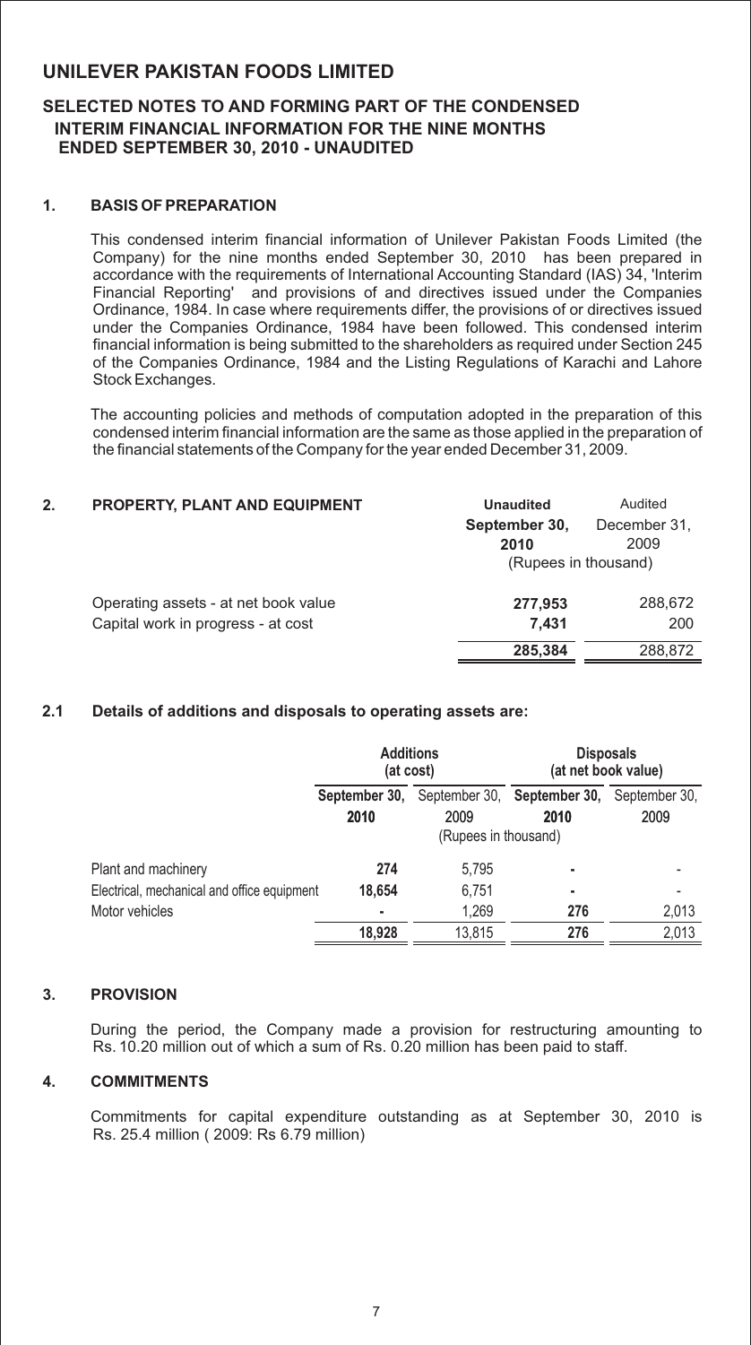# UNILEVER PAKISTAN FOODS LIMITED

## SELECTED NOTES TO AND FORMING PART OF THE CONDENSED INTERIM FINANCIAL INFORMATION FOR THE NINE MONTHS ENDED SEPTEMBER 30, 2010 - UNAUDITED

### 1. BASIS OF PREPARATION

This condensed interim financial information of Unilever Pakistan Foods Limited (the Company) for the nine months ended September 30, 2010 has been prepared in accordance with the requirements of International Accounting Standard (IAS) 34, 'Interim Financial Reporting' and provisions of and directives issued under the Companies Ordinance, 1984. In case where requirements differ, the provisions of or directives issued under the Companies Ordinance, 1984 have been followed. This condensed interim financial information is being submitted to the shareholders as required under Section 245 of the Companies Ordinance, 1984 and the Listing Regulations of Karachi and Lahore Stock Exchanges.

The accounting policies and methods of computation adopted in the preparation of this condensed interim financial information are the same as those applied in the preparation of the financial statements of the Company for the year ended December 31, 2009.

### 2. PROPERTY, PLANT AND EQUIPMENT

| | **Unaudited** | Audited |
|---|---|---|
| | **September 30, 2010** | December 31, 2009 |
| | (Rupees in thousand) | |
| Operating assets - at net book value | **277,953** | 288,672 |
| Capital work in progress - at cost | **7,431** | 200 |
| | **285,384** | 288,872 |

### 2.1 Details of additions and disposals to operating assets are:

| | **Additions (at cost)** | | **Disposals (at net book value)** | |
|---|---|---|---|---|
| | **September 30, 2010** | September 30, 2009 | **September 30, 2010** | September 30, 2009 |
| | (Rupees in thousand) | | | |
| Plant and machinery | **274** | 5,795 | **-** | - |
| Electrical, mechanical and office equipment | **18,654** | 6,751 | **-** | - |
| Motor vehicles | **-** | 1,269 | **276** | 2,013 |
| | **18,928** | 13,815 | **276** | 2,013 |

### 3. PROVISION

During the period, the Company made a provision for restructuring amounting to Rs. 10.20 million out of which a sum of Rs. 0.20 million has been paid to staff.

### 4. COMMITMENTS

Commitments for capital expenditure outstanding as at September 30, 2010 is Rs. 25.4 million ( 2009: Rs 6.79 million)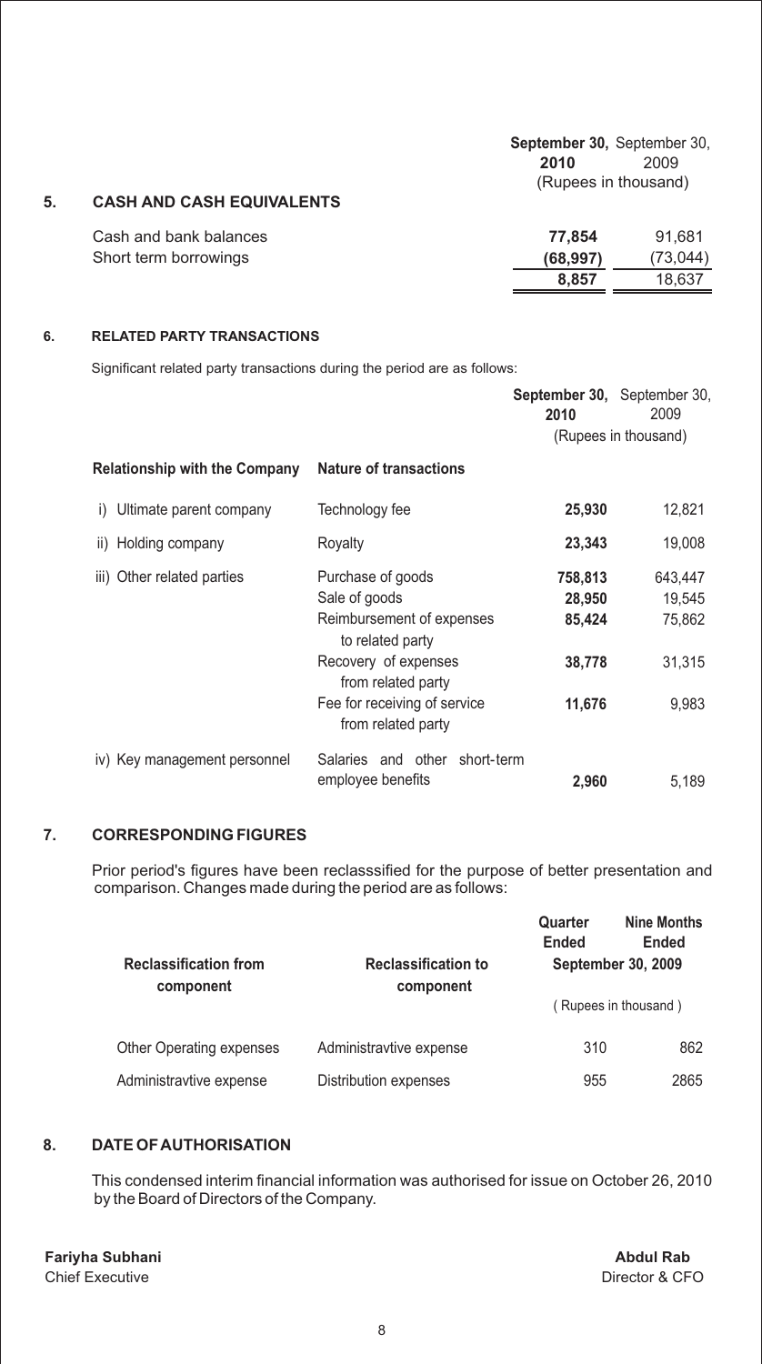## 5. CASH AND CASH EQUIVALENTS

| | September 30, 2010 | September 30, 2009 |
|---|---|---|
| | (Rupees in thousand) | |
| Cash and bank balances | **77,854** | 91,681 |
| Short term borrowings | **(68,997)** | (73,044) |
| | **8,857** | 18,637 |

## 6. RELATED PARTY TRANSACTIONS

Significant related party transactions during the period are as follows:

| **Relationship with the Company** | **Nature of transactions** | **September 30, 2010** | September 30, 2009 |
|---|---|---|---|
| | | (Rupees in thousand) | |
| i) Ultimate parent company | Technology fee | **25,930** | 12,821 |
| ii) Holding company | Royalty | **23,343** | 19,008 |
| iii) Other related parties | Purchase of goods | **758,813** | 643,447 |
| | Sale of goods | **28,950** | 19,545 |
| | Reimbursement of expenses to related party | **85,424** | 75,862 |
| | Recovery of expenses from related party | **38,778** | 31,315 |
| | Fee for receiving of service from related party | **11,676** | 9,983 |
| iv) Key management personnel | Salaries and other short-term employee benefits | **2,960** | 5,189 |

## 7. CORRESPONDING FIGURES

Prior period's figures have been reclasssified for the purpose of better presentation and comparison. Changes made during the period are as follows:

| **Reclassification from component** | **Reclassification to component** | **Quarter Ended** | **Nine Months Ended** |
|---|---|---|---|
| | | **September 30, 2009** | |
| | | ( Rupees in thousand ) | |
| Other Operating expenses | Administravtive expense | 310 | 862 |
| Administravtive expense | Distribution expenses | 955 | 2865 |

## 8. DATE OF AUTHORISATION

This condensed interim financial information was authorised for issue on October 26, 2010 by the Board of Directors of the Company.

**Fariyha Subhani**
Chief Executive

**Abdul Rab**
Director & CFO